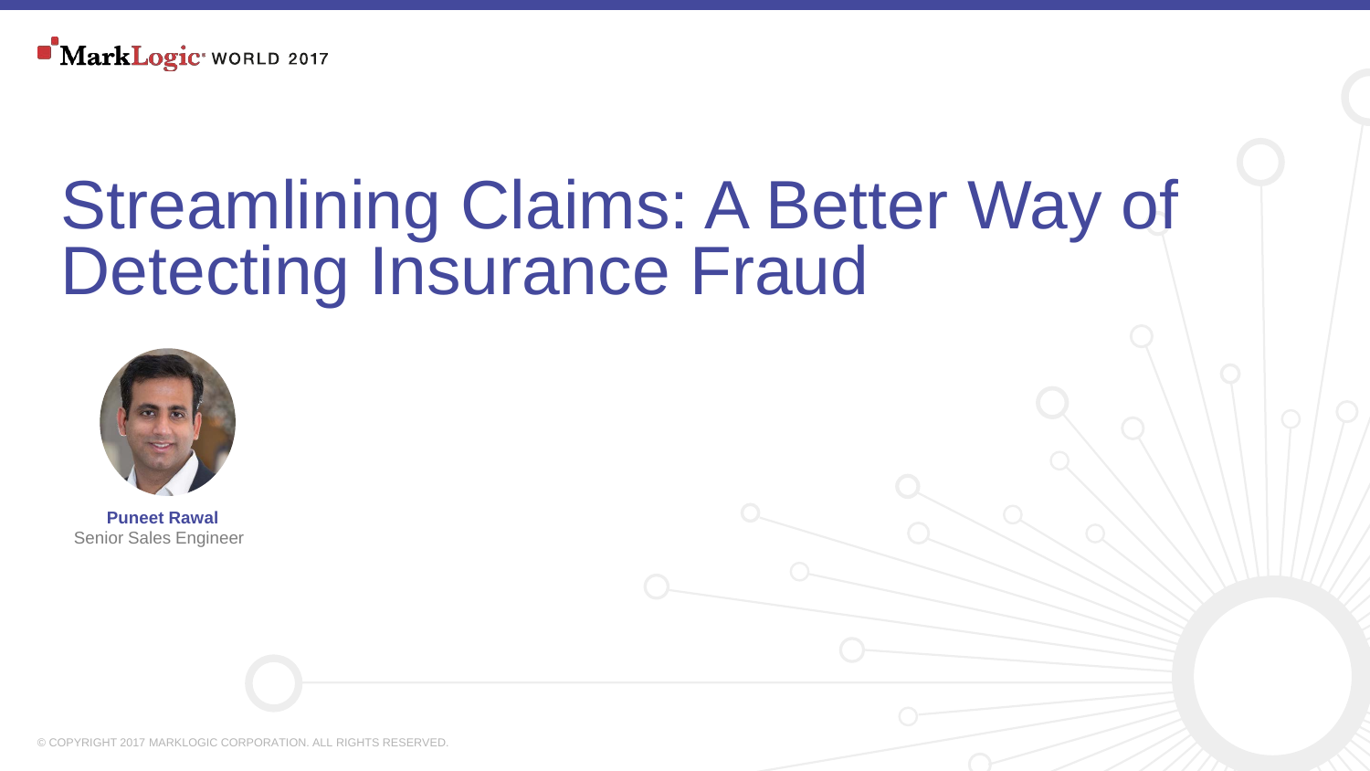MarkLogic WORLD 2017

# Streamlining Claims: A Better Way of Detecting Insurance Fraud

**Puneet Rawal**
Senior Sales Engineer

© COPYRIGHT 2017 MARKLOGIC CORPORATION. ALL RIGHTS RESERVED.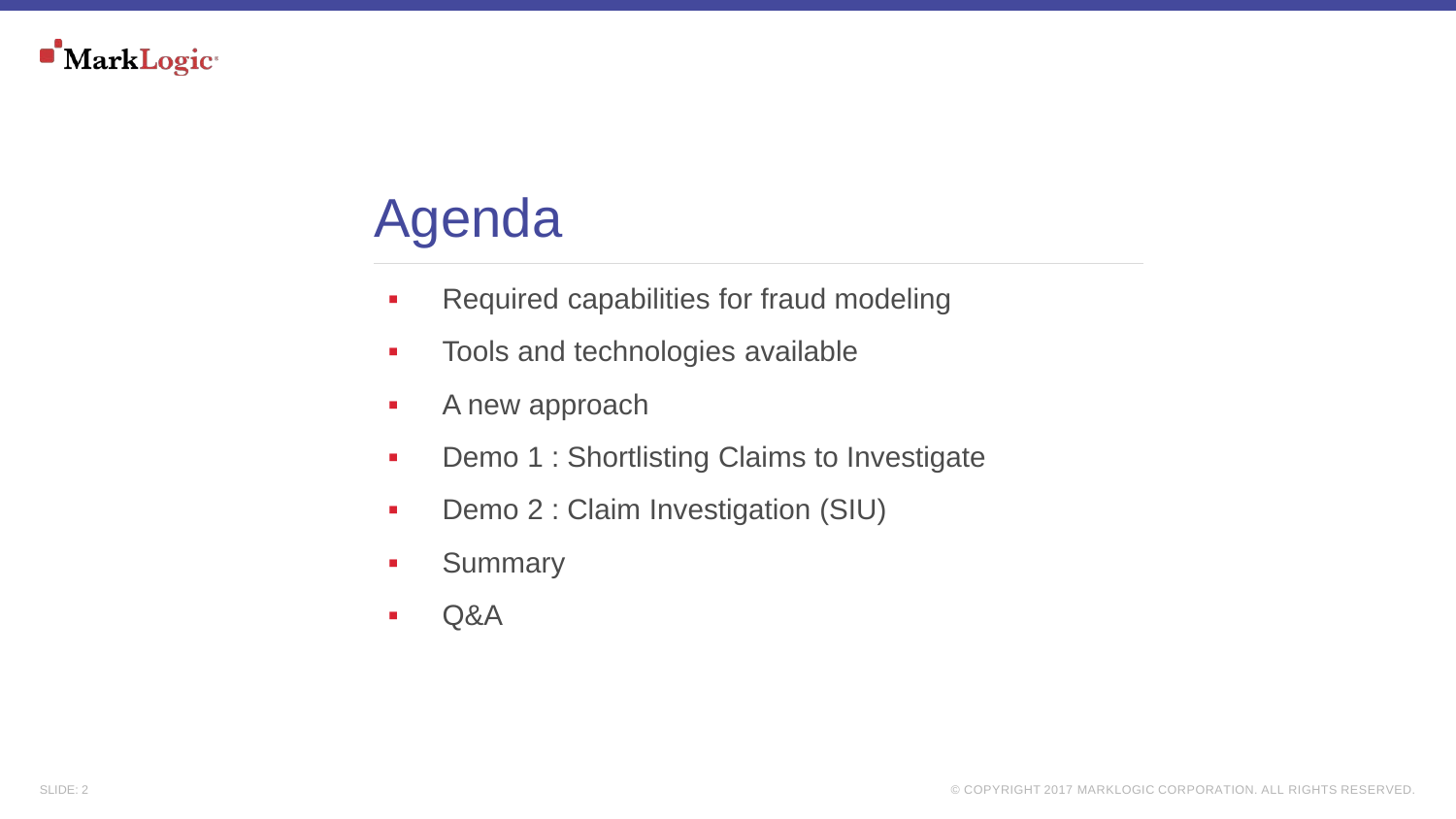# Agenda

- Required capabilities for fraud modeling
- Tools and technologies available
- A new approach
- Demo 1 : Shortlisting Claims to Investigate
- Demo 2 : Claim Investigation (SIU)
- Summary
- Q&A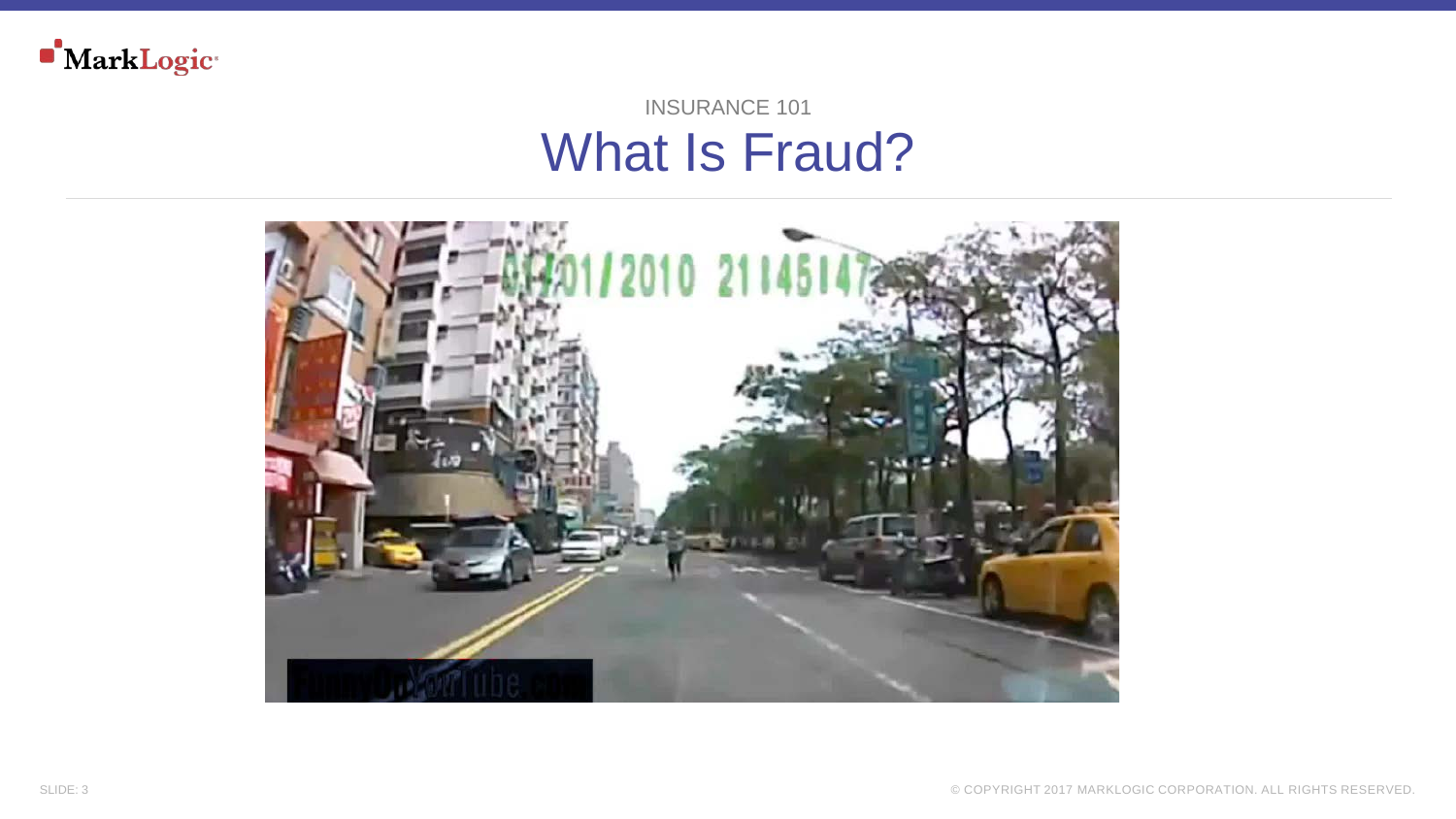INSURANCE 101

# What Is Fraud?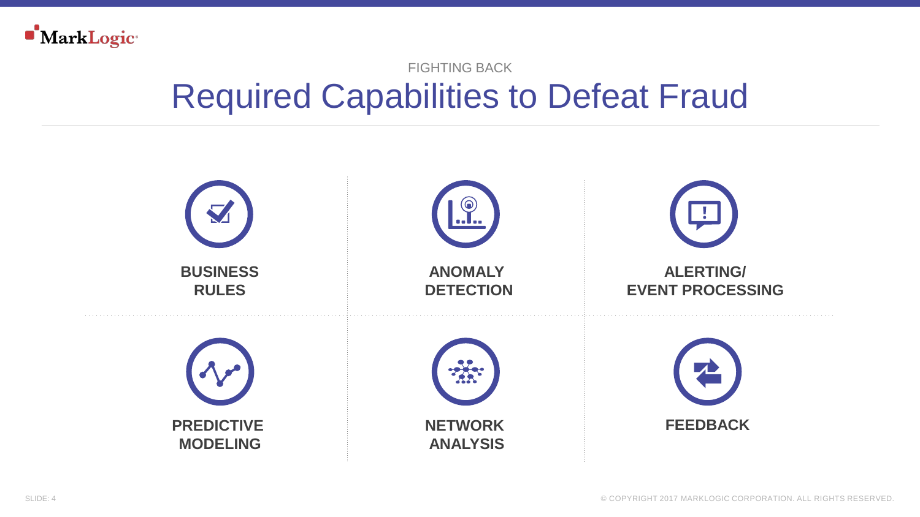FIGHTING BACK

# Required Capabilities to Defeat Fraud

- **BUSINESS RULES**
- **ANOMALY DETECTION**
- **ALERTING/ EVENT PROCESSING**
- **PREDICTIVE MODELING**
- **NETWORK ANALYSIS**
- **FEEDBACK**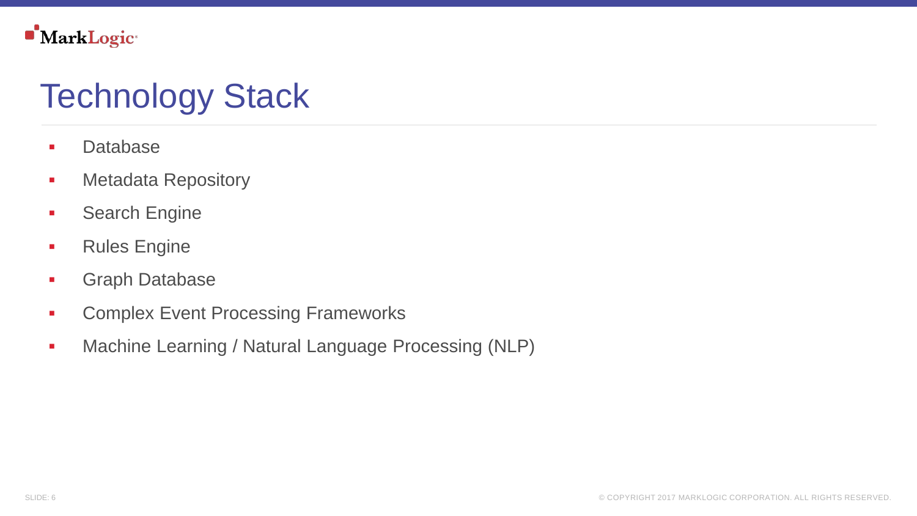# Technology Stack

- Database
- Metadata Repository
- Search Engine
- Rules Engine
- Graph Database
- Complex Event Processing Frameworks
- Machine Learning / Natural Language Processing (NLP)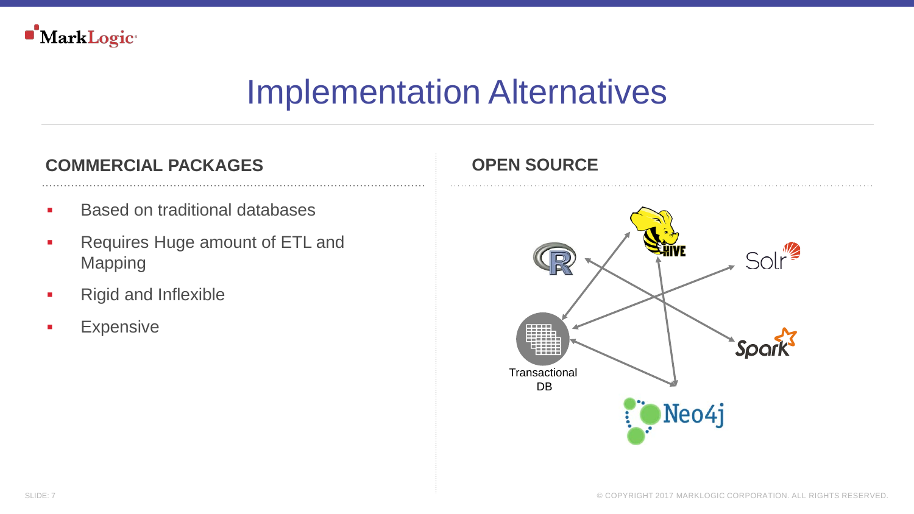# Implementation Alternatives

## COMMERCIAL PACKAGES

- Based on traditional databases
- Requires Huge amount of ETL and Mapping
- Rigid and Inflexible
- Expensive

## OPEN SOURCE

Transactional DB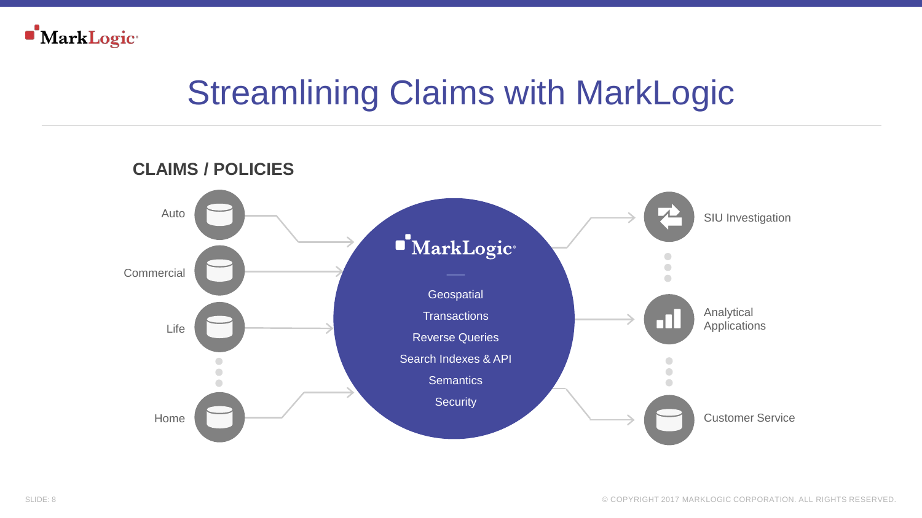# Streamlining Claims with MarkLogic

## CLAIMS / POLICIES

- Auto
- Commercial
- Life
- Home

**MarkLogic**

- Geospatial
- Transactions
- Reverse Queries
- Search Indexes & API
- Semantics
- Security

- SIU Investigation
- Analytical Applications
- Customer Service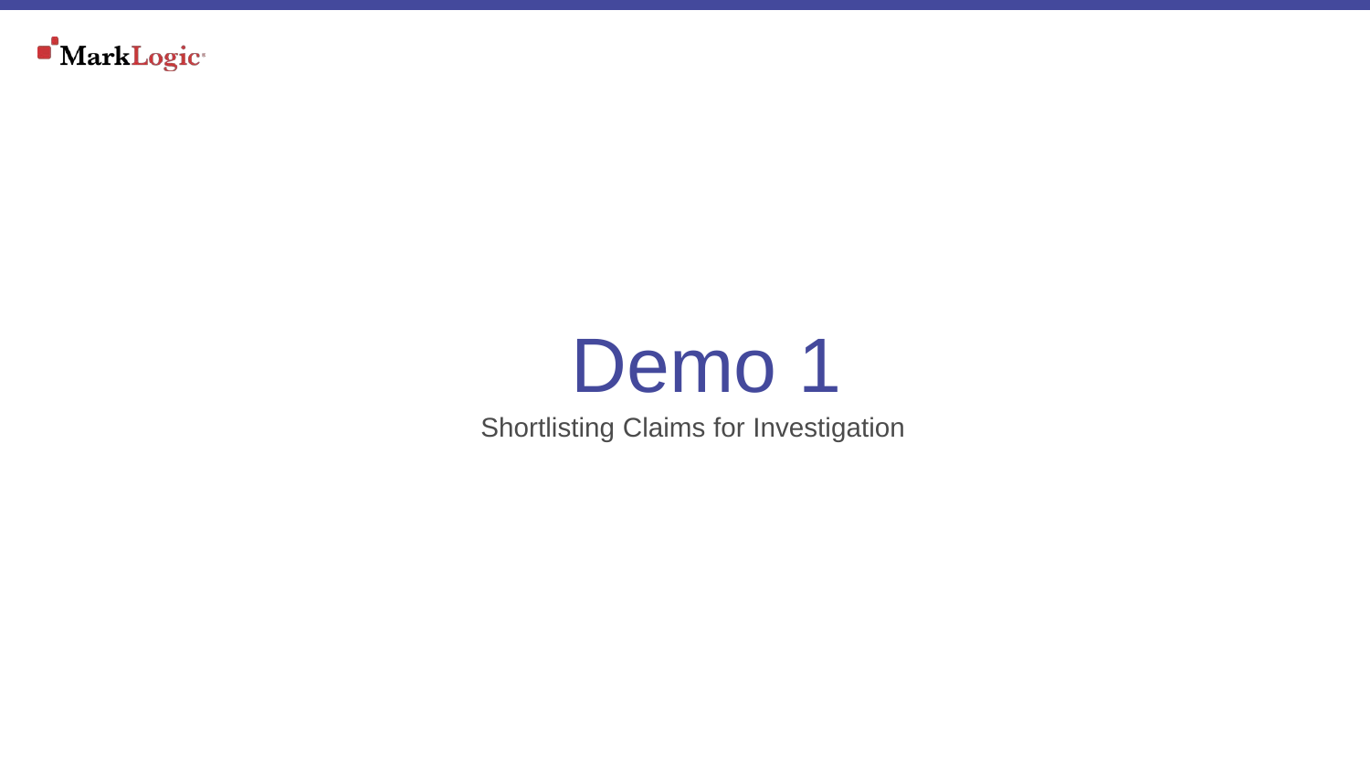# Demo 1

Shortlisting Claims for Investigation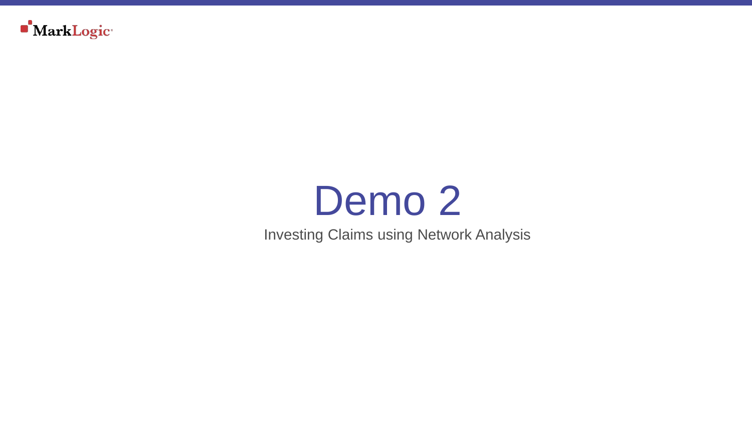# Demo 2

Investing Claims using Network Analysis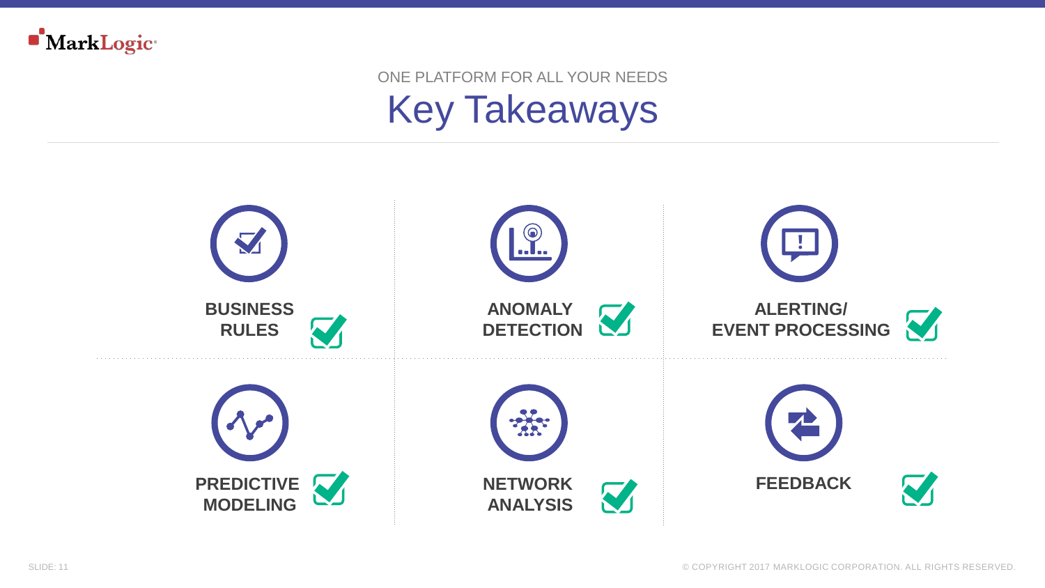ONE PLATFORM FOR ALL YOUR NEEDS

# Key Takeaways

**BUSINESS RULES** ✓

**ANOMALY DETECTION** ✓

**ALERTING/ EVENT PROCESSING** ✓

**PREDICTIVE MODELING** ✓

**NETWORK ANALYSIS** ✓

**FEEDBACK** ✓